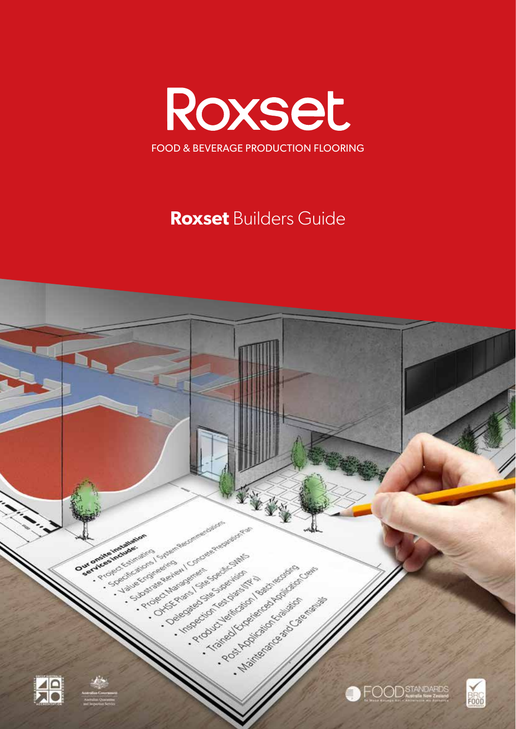# Roxset

FOOD & BEVERAGE PRODUCTION FLOORING

## **Roxset** Builders Guide

**Our onsite installation services include:**

- Project Estimating
- Specifications / System Recommendations
- Value Engineering
- Substrate Review / Concrete Preparation Plan
- Project Management
- OHSE Plans / Site Specific SWMS
- Delegated Site Supervision
- Inspection Test plans (ITP's)
- Product Verification / Batch recording
- Trained/Experienced Application Crews
- Post Application Evaluation
- Maintenance and Care manuals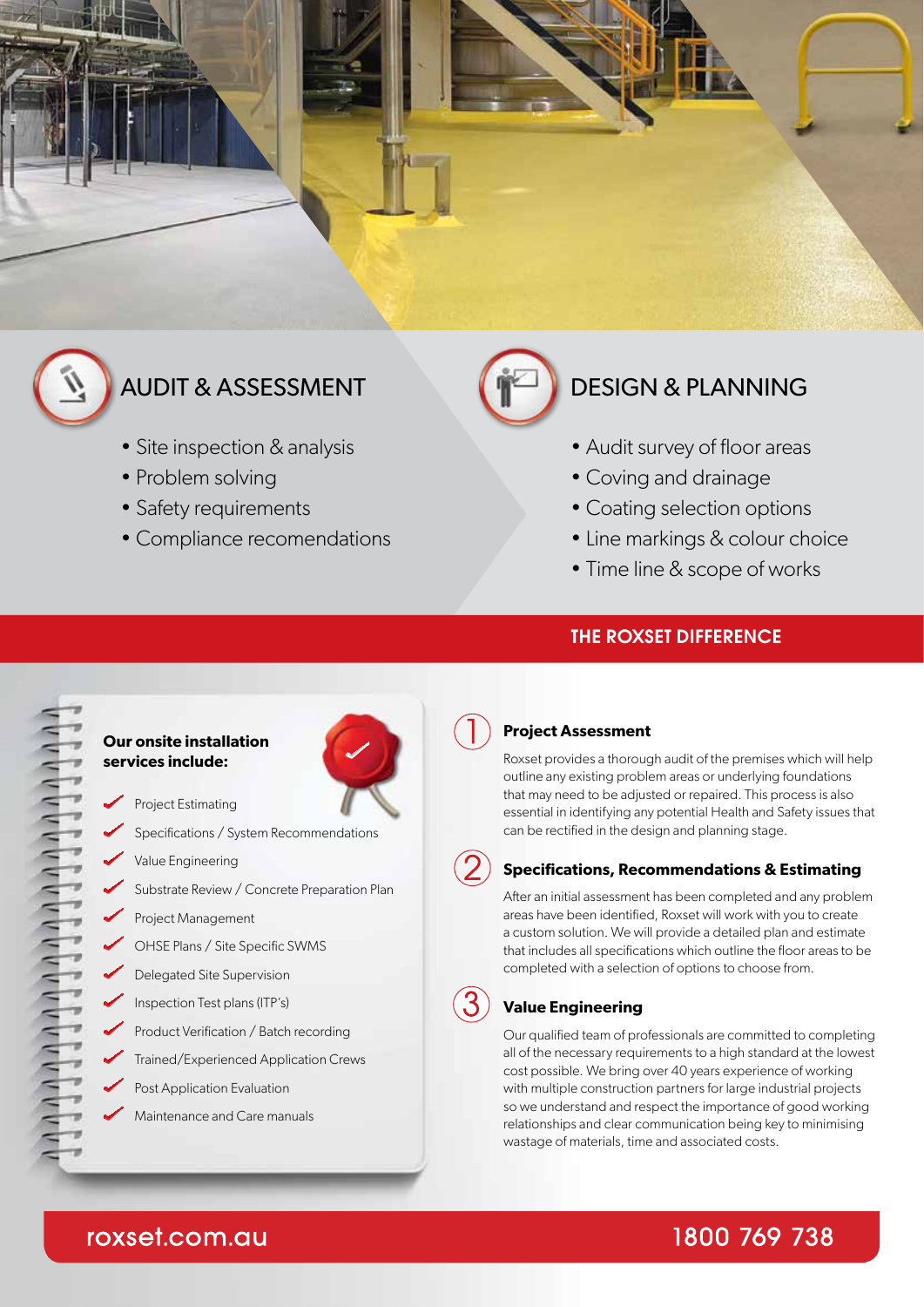## AUDIT & ASSESSMENT

- Site inspection & analysis
- Problem solving
- Safety requirements
- Compliance recomendations

## DESIGN & PLANNING

- Audit survey of floor areas
- Coving and drainage
- Coating selection options
- Line markings & colour choice
- Time line & scope of works

## THE ROXSET DIFFERENCE

**Our onsite installation services include:**

- Project Estimating
- Specifications / System Recommendations
- Value Engineering
- Substrate Review / Concrete Preparation Plan
- Project Management
- OHSE Plans / Site Specific SWMS
- Delegated Site Supervision
- Inspection Test plans (ITP's)
- Product Verification / Batch recording
- Trained/Experienced Application Crews
- Post Application Evaluation
- Maintenance and Care manuals

### 1 Project Assessment

Roxset provides a thorough audit of the premises which will help outline any existing problem areas or underlying foundations that may need to be adjusted or repaired. This process is also essential in identifying any potential Health and Safety issues that can be rectified in the design and planning stage.

### 2 Specifications, Recommendations & Estimating

After an initial assessment has been completed and any problem areas have been identified, Roxset will work with you to create a custom solution. We will provide a detailed plan and estimate that includes all specifications which outline the floor areas to be completed with a selection of options to choose from.

### 3 Value Engineering

Our qualified team of professionals are committed to completing all of the necessary requirements to a high standard at the lowest cost possible. We bring over 40 years experience of working with multiple construction partners for large industrial projects so we understand and respect the importance of good working relationships and clear communication being key to minimising wastage of materials, time and associated costs.

roxset.com.au

1800 769 738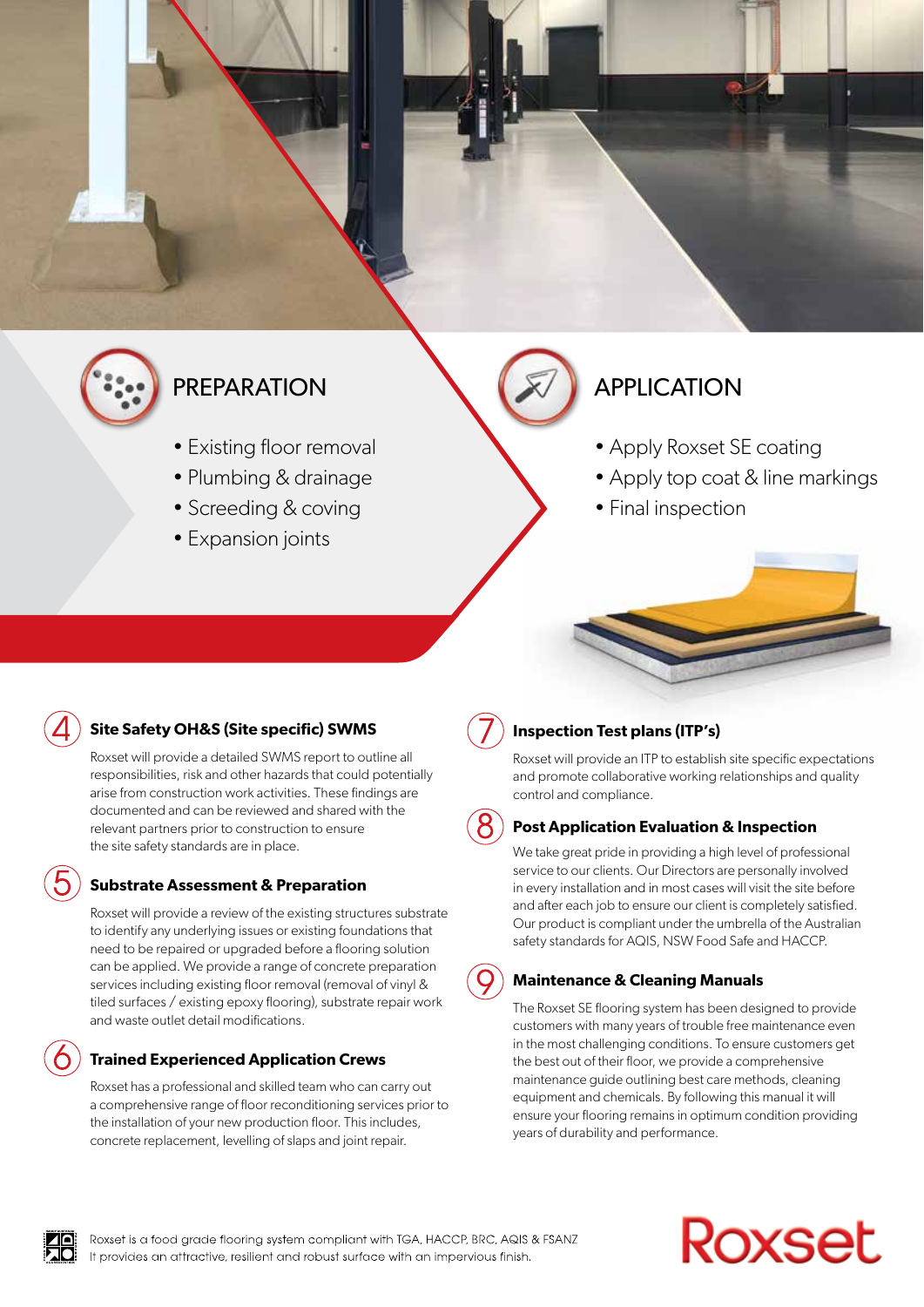## PREPARATION

- Existing floor removal
- Plumbing & drainage
- Screeding & coving
- Expansion joints

## APPLICATION

- Apply Roxset SE coating
- Apply top coat & line markings
- Final inspection

### 4 Site Safety OH&S (Site specific) SWMS

Roxset will provide a detailed SWMS report to outline all responsibilities, risk and other hazards that could potentially arise from construction work activities. These findings are documented and can be reviewed and shared with the relevant partners prior to construction to ensure the site safety standards are in place.

### 5 Substrate Assessment & Preparation

Roxset will provide a review of the existing structures substrate to identify any underlying issues or existing foundations that need to be repaired or upgraded before a flooring solution can be applied. We provide a range of concrete preparation services including existing floor removal (removal of vinyl & tiled surfaces / existing epoxy flooring), substrate repair work and waste outlet detail modifications.

### 6 Trained Experienced Application Crews

Roxset has a professional and skilled team who can carry out a comprehensive range of floor reconditioning services prior to the installation of your new production floor. This includes, concrete replacement, levelling of slaps and joint repair.

### 7 Inspection Test plans (ITP's)

Roxset will provide an ITP to establish site specific expectations and promote collaborative working relationships and quality control and compliance.

### 8 Post Application Evaluation & Inspection

We take great pride in providing a high level of professional service to our clients. Our Directors are personally involved in every installation and in most cases will visit the site before and after each job to ensure our client is completely satisfied. Our product is compliant under the umbrella of the Australian safety standards for AQIS, NSW Food Safe and HACCP.

### 9 Maintenance & Cleaning Manuals

The Roxset SE flooring system has been designed to provide customers with many years of trouble free maintenance even in the most challenging conditions. To ensure customers get the best out of their floor, we provide a comprehensive maintenance guide outlining best care methods, cleaning equipment and chemicals. By following this manual it will ensure your flooring remains in optimum condition providing years of durability and performance.

Roxset is a food grade flooring system compliant with TGA, HACCP, BRC, AQIS & FSANZ
It provides an attractive, resilient and robust surface with an impervious finish.

Roxset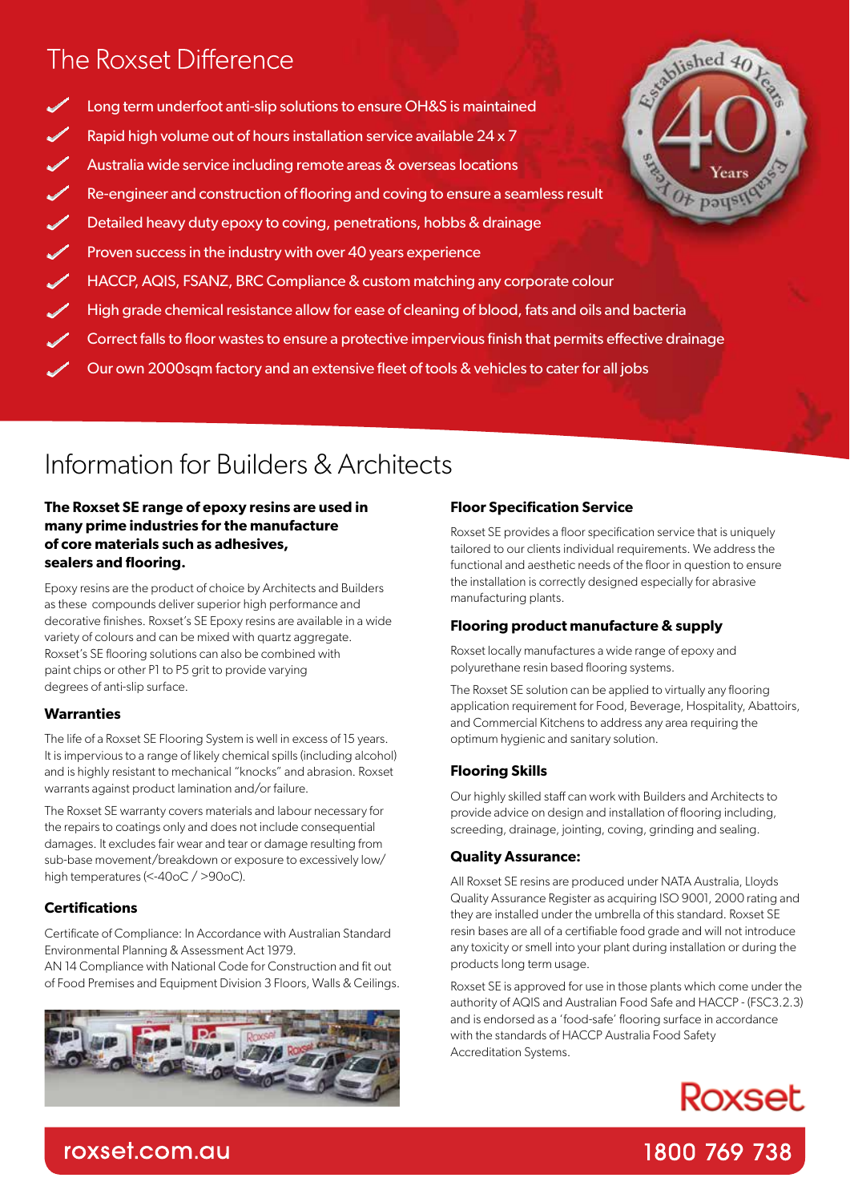# The Roxset Difference

- Long term underfoot anti-slip solutions to ensure OH&S is maintained
- Rapid high volume out of hours installation service available 24 x 7
- Australia wide service including remote areas & overseas locations
- Re-engineer and construction of flooring and coving to ensure a seamless result
- Detailed heavy duty epoxy to coving, penetrations, hobbs & drainage
- Proven success in the industry with over 40 years experience
- HACCP, AQIS, FSANZ, BRC Compliance & custom matching any corporate colour
- High grade chemical resistance allow for ease of cleaning of blood, fats and oils and bacteria
- Correct falls to floor wastes to ensure a protective impervious finish that permits effective drainage
- Our own 2000sqm factory and an extensive fleet of tools & vehicles to cater for all jobs

Established 40 Years

# Information for Builders & Architects

**The Roxset SE range of epoxy resins are used in many prime industries for the manufacture of core materials such as adhesives, sealers and flooring.**

Epoxy resins are the product of choice by Architects and Builders as these compounds deliver superior high performance and decorative finishes. Roxset's SE Epoxy resins are available in a wide variety of colours and can be mixed with quartz aggregate. Roxset's SE flooring solutions can also be combined with paint chips or other P1 to P5 grit to provide varying degrees of anti-slip surface.

### Warranties

The life of a Roxset SE Flooring System is well in excess of 15 years. It is impervious to a range of likely chemical spills (including alcohol) and is highly resistant to mechanical "knocks" and abrasion. Roxset warrants against product lamination and/or failure.

The Roxset SE warranty covers materials and labour necessary for the repairs to coatings only and does not include consequential damages. It excludes fair wear and tear or damage resulting from sub-base movement/breakdown or exposure to excessively low/ high temperatures (<-40oC / >90oC).

### Certifications

Certificate of Compliance: In Accordance with Australian Standard Environmental Planning & Assessment Act 1979.
AN 14 Compliance with National Code for Construction and fit out of Food Premises and Equipment Division 3 Floors, Walls & Ceilings.

### Floor Specification Service

Roxset SE provides a floor specification service that is uniquely tailored to our clients individual requirements. We address the functional and aesthetic needs of the floor in question to ensure the installation is correctly designed especially for abrasive manufacturing plants.

### Flooring product manufacture & supply

Roxset locally manufactures a wide range of epoxy and polyurethane resin based flooring systems.

The Roxset SE solution can be applied to virtually any flooring application requirement for Food, Beverage, Hospitality, Abattoirs, and Commercial Kitchens to address any area requiring the optimum hygienic and sanitary solution.

### Flooring Skills

Our highly skilled staff can work with Builders and Architects to provide advice on design and installation of flooring including, screeding, drainage, jointing, coving, grinding and sealing.

### Quality Assurance:

All Roxset SE resins are produced under NATA Australia, Lloyds Quality Assurance Register as acquiring ISO 9001, 2000 rating and they are installed under the umbrella of this standard. Roxset SE resin bases are all of a certifiable food grade and will not introduce any toxicity or smell into your plant during installation or during the products long term usage.

Roxset SE is approved for use in those plants which come under the authority of AQIS and Australian Food Safe and HACCP - (FSC3.2.3) and is endorsed as a 'food-safe' flooring surface in accordance with the standards of HACCP Australia Food Safety Accreditation Systems.

Roxset

roxset.com.au 1800 769 738